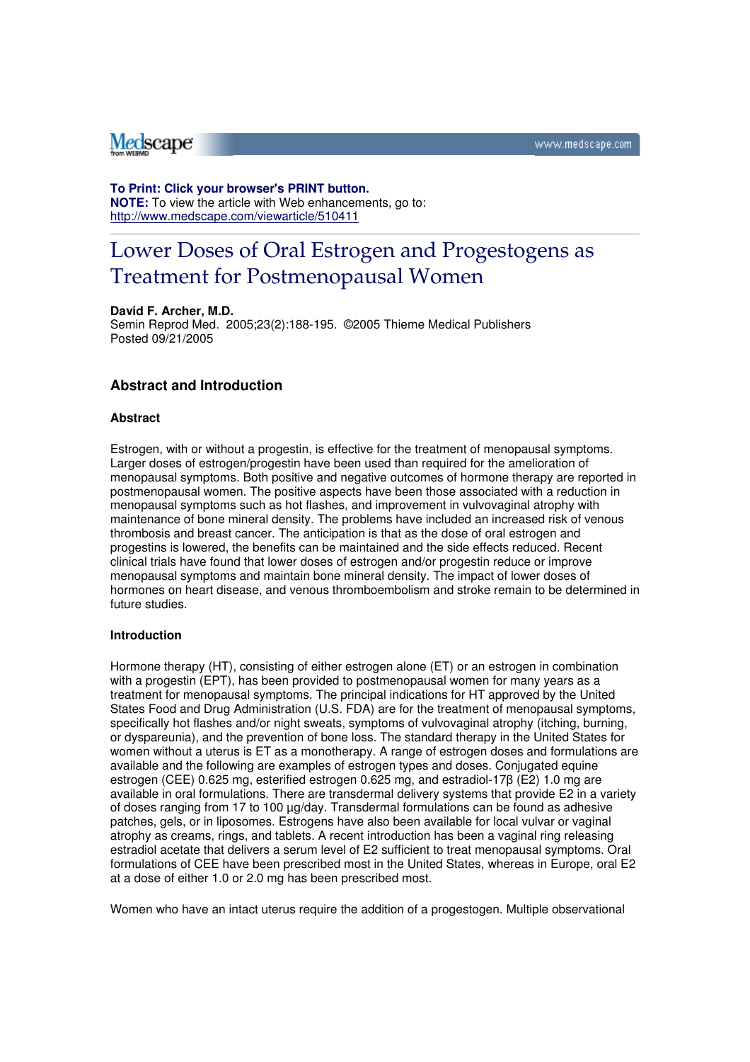**To Print: Click your browser's PRINT button.**
**NOTE:** To view the article with Web enhancements, go to:
http://www.medscape.com/viewarticle/510411

# Lower Doses of Oral Estrogen and Progestogens as Treatment for Postmenopausal Women

**David F. Archer, M.D.**
Semin Reprod Med. 2005;23(2):188-195. ©2005 Thieme Medical Publishers
Posted 09/21/2005

## Abstract and Introduction

### Abstract

Estrogen, with or without a progestin, is effective for the treatment of menopausal symptoms. Larger doses of estrogen/progestin have been used than required for the amelioration of menopausal symptoms. Both positive and negative outcomes of hormone therapy are reported in postmenopausal women. The positive aspects have been those associated with a reduction in menopausal symptoms such as hot flashes, and improvement in vulvovaginal atrophy with maintenance of bone mineral density. The problems have included an increased risk of venous thrombosis and breast cancer. The anticipation is that as the dose of oral estrogen and progestins is lowered, the benefits can be maintained and the side effects reduced. Recent clinical trials have found that lower doses of estrogen and/or progestin reduce or improve menopausal symptoms and maintain bone mineral density. The impact of lower doses of hormones on heart disease, and venous thromboembolism and stroke remain to be determined in future studies.

### Introduction

Hormone therapy (HT), consisting of either estrogen alone (ET) or an estrogen in combination with a progestin (EPT), has been provided to postmenopausal women for many years as a treatment for menopausal symptoms. The principal indications for HT approved by the United States Food and Drug Administration (U.S. FDA) are for the treatment of menopausal symptoms, specifically hot flashes and/or night sweats, symptoms of vulvovaginal atrophy (itching, burning, or dyspareunia), and the prevention of bone loss. The standard therapy in the United States for women without a uterus is ET as a monotherapy. A range of estrogen doses and formulations are available and the following are examples of estrogen types and doses. Conjugated equine estrogen (CEE) 0.625 mg, esterified estrogen 0.625 mg, and estradiol-17β (E2) 1.0 mg are available in oral formulations. There are transdermal delivery systems that provide E2 in a variety of doses ranging from 17 to 100 µg/day. Transdermal formulations can be found as adhesive patches, gels, or in liposomes. Estrogens have also been available for local vulvar or vaginal atrophy as creams, rings, and tablets. A recent introduction has been a vaginal ring releasing estradiol acetate that delivers a serum level of E2 sufficient to treat menopausal symptoms. Oral formulations of CEE have been prescribed most in the United States, whereas in Europe, oral E2 at a dose of either 1.0 or 2.0 mg has been prescribed most.

Women who have an intact uterus require the addition of a progestogen. Multiple observational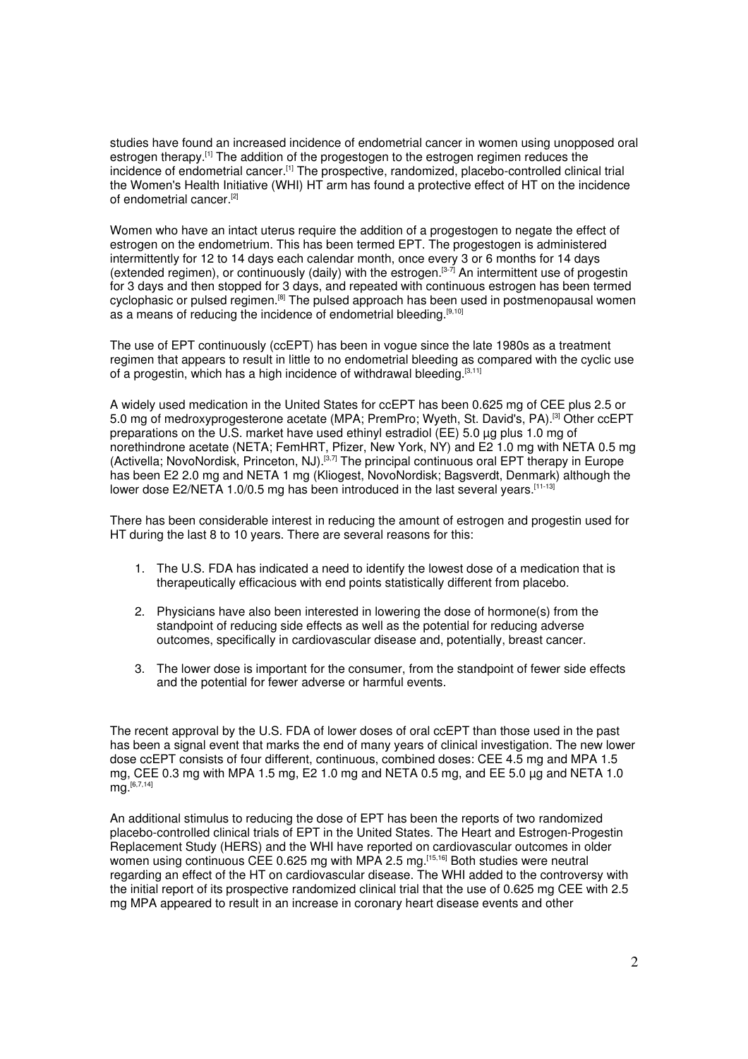studies have found an increased incidence of endometrial cancer in women using unopposed oral estrogen therapy.[1] The addition of the progestogen to the estrogen regimen reduces the incidence of endometrial cancer.[1] The prospective, randomized, placebo-controlled clinical trial the Women's Health Initiative (WHI) HT arm has found a protective effect of HT on the incidence of endometrial cancer.[2]

Women who have an intact uterus require the addition of a progestogen to negate the effect of estrogen on the endometrium. This has been termed EPT. The progestogen is administered intermittently for 12 to 14 days each calendar month, once every 3 or 6 months for 14 days (extended regimen), or continuously (daily) with the estrogen.[3-7] An intermittent use of progestin for 3 days and then stopped for 3 days, and repeated with continuous estrogen has been termed cyclophasic or pulsed regimen.[8] The pulsed approach has been used in postmenopausal women as a means of reducing the incidence of endometrial bleeding.[9,10]

The use of EPT continuously (ccEPT) has been in vogue since the late 1980s as a treatment regimen that appears to result in little to no endometrial bleeding as compared with the cyclic use of a progestin, which has a high incidence of withdrawal bleeding.[3,11]

A widely used medication in the United States for ccEPT has been 0.625 mg of CEE plus 2.5 or 5.0 mg of medroxyprogesterone acetate (MPA; PremPro; Wyeth, St. David's, PA).[3] Other ccEPT preparations on the U.S. market have used ethinyl estradiol (EE) 5.0 µg plus 1.0 mg of norethindrone acetate (NETA; FemHRT, Pfizer, New York, NY) and E2 1.0 mg with NETA 0.5 mg (Activella; NovoNordisk, Princeton, NJ).[3,7] The principal continuous oral EPT therapy in Europe has been E2 2.0 mg and NETA 1 mg (Kliogest, NovoNordisk; Bagsverdt, Denmark) although the lower dose E2/NETA 1.0/0.5 mg has been introduced in the last several years.[11-13]

There has been considerable interest in reducing the amount of estrogen and progestin used for HT during the last 8 to 10 years. There are several reasons for this:

1. The U.S. FDA has indicated a need to identify the lowest dose of a medication that is therapeutically efficacious with end points statistically different from placebo.

2. Physicians have also been interested in lowering the dose of hormone(s) from the standpoint of reducing side effects as well as the potential for reducing adverse outcomes, specifically in cardiovascular disease and, potentially, breast cancer.

3. The lower dose is important for the consumer, from the standpoint of fewer side effects and the potential for fewer adverse or harmful events.

The recent approval by the U.S. FDA of lower doses of oral ccEPT than those used in the past has been a signal event that marks the end of many years of clinical investigation. The new lower dose ccEPT consists of four different, continuous, combined doses: CEE 4.5 mg and MPA 1.5 mg, CEE 0.3 mg with MPA 1.5 mg, E2 1.0 mg and NETA 0.5 mg, and EE 5.0 µg and NETA 1.0 mg.[6,7,14]

An additional stimulus to reducing the dose of EPT has been the reports of two randomized placebo-controlled clinical trials of EPT in the United States. The Heart and Estrogen-Progestin Replacement Study (HERS) and the WHI have reported on cardiovascular outcomes in older women using continuous CEE 0.625 mg with MPA 2.5 mg.[15,16] Both studies were neutral regarding an effect of the HT on cardiovascular disease. The WHI added to the controversy with the initial report of its prospective randomized clinical trial that the use of 0.625 mg CEE with 2.5 mg MPA appeared to result in an increase in coronary heart disease events and other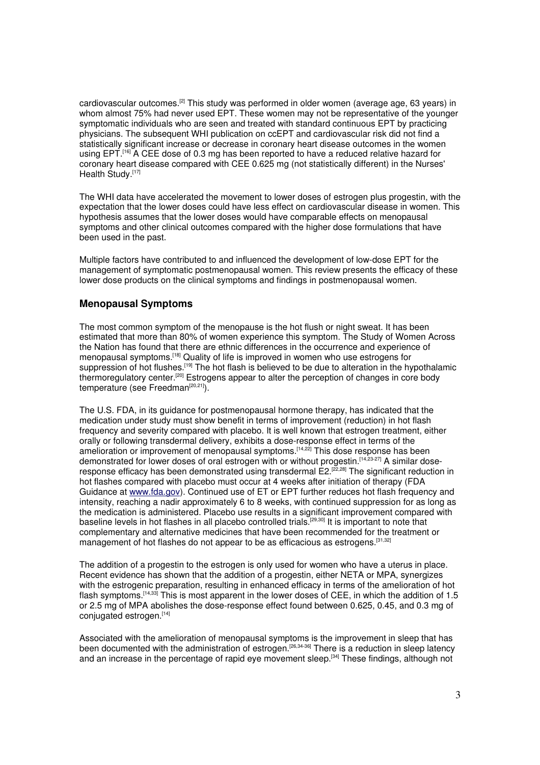cardiovascular outcomes.[2] This study was performed in older women (average age, 63 years) in whom almost 75% had never used EPT. These women may not be representative of the younger symptomatic individuals who are seen and treated with standard continuous EPT by practicing physicians. The subsequent WHI publication on ccEPT and cardiovascular risk did not find a statistically significant increase or decrease in coronary heart disease outcomes in the women using EPT.[16] A CEE dose of 0.3 mg has been reported to have a reduced relative hazard for coronary heart disease compared with CEE 0.625 mg (not statistically different) in the Nurses' Health Study.[17]

The WHI data have accelerated the movement to lower doses of estrogen plus progestin, with the expectation that the lower doses could have less effect on cardiovascular disease in women. This hypothesis assumes that the lower doses would have comparable effects on menopausal symptoms and other clinical outcomes compared with the higher dose formulations that have been used in the past.

Multiple factors have contributed to and influenced the development of low-dose EPT for the management of symptomatic postmenopausal women. This review presents the efficacy of these lower dose products on the clinical symptoms and findings in postmenopausal women.

## Menopausal Symptoms

The most common symptom of the menopause is the hot flush or night sweat. It has been estimated that more than 80% of women experience this symptom. The Study of Women Across the Nation has found that there are ethnic differences in the occurrence and experience of menopausal symptoms.[18] Quality of life is improved in women who use estrogens for suppression of hot flushes.[19] The hot flash is believed to be due to alteration in the hypothalamic thermoregulatory center.[20] Estrogens appear to alter the perception of changes in core body temperature (see Freedman[20,21]).

The U.S. FDA, in its guidance for postmenopausal hormone therapy, has indicated that the medication under study must show benefit in terms of improvement (reduction) in hot flash frequency and severity compared with placebo. It is well known that estrogen treatment, either orally or following transdermal delivery, exhibits a dose-response effect in terms of the amelioration or improvement of menopausal symptoms.[14,22] This dose response has been demonstrated for lower doses of oral estrogen with or without progestin.[14,23-27] A similar dose-response efficacy has been demonstrated using transdermal E2.[22,28] The significant reduction in hot flashes compared with placebo must occur at 4 weeks after initiation of therapy (FDA Guidance at www.fda.gov). Continued use of ET or EPT further reduces hot flash frequency and intensity, reaching a nadir approximately 6 to 8 weeks, with continued suppression for as long as the medication is administered. Placebo use results in a significant improvement compared with baseline levels in hot flashes in all placebo controlled trials.[29,30] It is important to note that complementary and alternative medicines that have been recommended for the treatment or management of hot flashes do not appear to be as efficacious as estrogens.[31,32]

The addition of a progestin to the estrogen is only used for women who have a uterus in place. Recent evidence has shown that the addition of a progestin, either NETA or MPA, synergizes with the estrogenic preparation, resulting in enhanced efficacy in terms of the amelioration of hot flash symptoms.[14,33] This is most apparent in the lower doses of CEE, in which the addition of 1.5 or 2.5 mg of MPA abolishes the dose-response effect found between 0.625, 0.45, and 0.3 mg of conjugated estrogen.[14]

Associated with the amelioration of menopausal symptoms is the improvement in sleep that has been documented with the administration of estrogen.[26,34-36] There is a reduction in sleep latency and an increase in the percentage of rapid eye movement sleep.[34] These findings, although not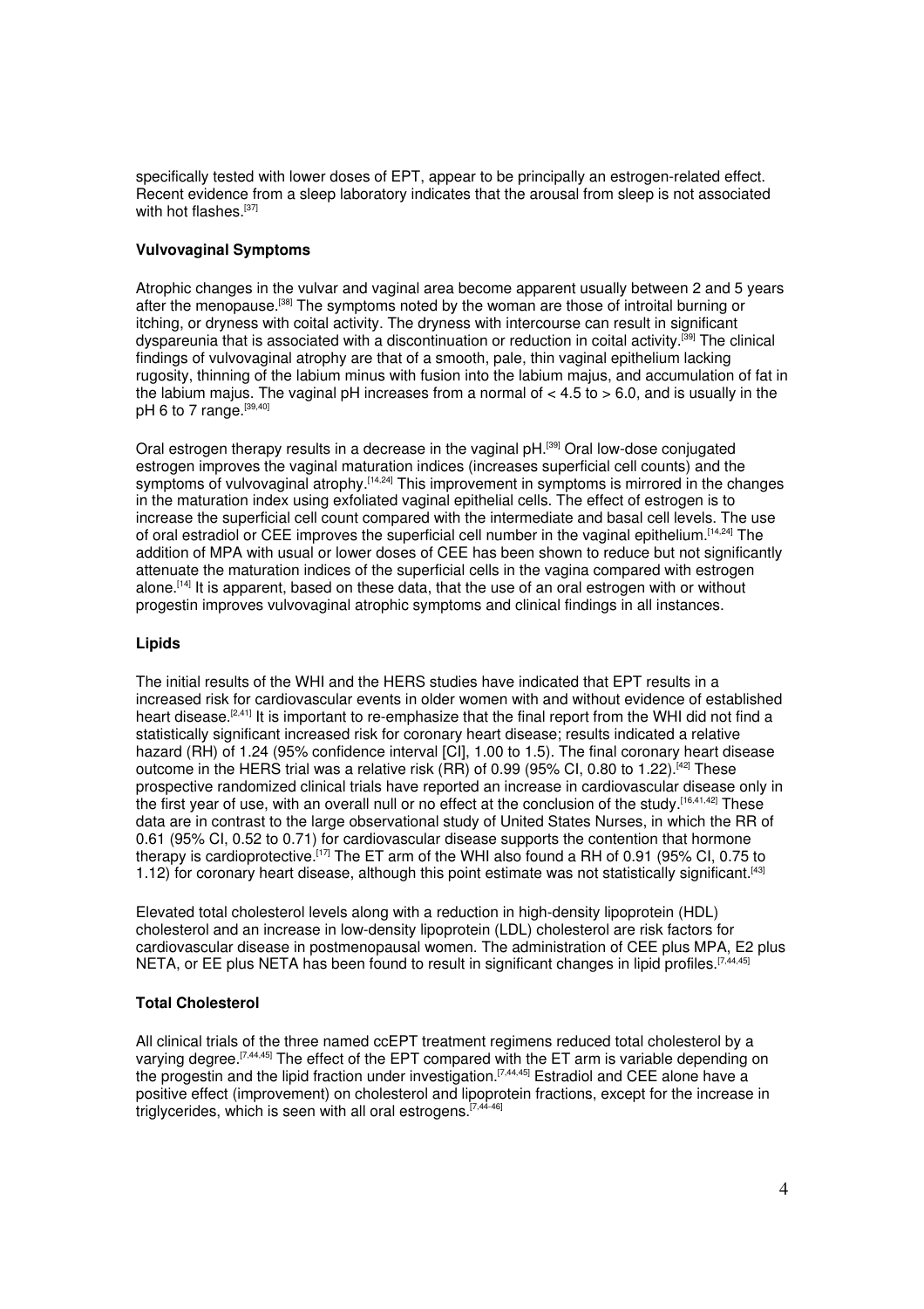specifically tested with lower doses of EPT, appear to be principally an estrogen-related effect. Recent evidence from a sleep laboratory indicates that the arousal from sleep is not associated with hot flashes.[37]

### Vulvovaginal Symptoms

Atrophic changes in the vulvar and vaginal area become apparent usually between 2 and 5 years after the menopause.[38] The symptoms noted by the woman are those of introital burning or itching, or dryness with coital activity. The dryness with intercourse can result in significant dyspareunia that is associated with a discontinuation or reduction in coital activity.[39] The clinical findings of vulvovaginal atrophy are that of a smooth, pale, thin vaginal epithelium lacking rugosity, thinning of the labium minus with fusion into the labium majus, and accumulation of fat in the labium majus. The vaginal pH increases from a normal of $< 4.5$ to $> 6.0$, and is usually in the pH 6 to 7 range.[39,40]

Oral estrogen therapy results in a decrease in the vaginal pH.[39] Oral low-dose conjugated estrogen improves the vaginal maturation indices (increases superficial cell counts) and the symptoms of vulvovaginal atrophy.[14,24] This improvement in symptoms is mirrored in the changes in the maturation index using exfoliated vaginal epithelial cells. The effect of estrogen is to increase the superficial cell count compared with the intermediate and basal cell levels. The use of oral estradiol or CEE improves the superficial cell number in the vaginal epithelium.[14,24] The addition of MPA with usual or lower doses of CEE has been shown to reduce but not significantly attenuate the maturation indices of the superficial cells in the vagina compared with estrogen alone.[14] It is apparent, based on these data, that the use of an oral estrogen with or without progestin improves vulvovaginal atrophic symptoms and clinical findings in all instances.

### Lipids

The initial results of the WHI and the HERS studies have indicated that EPT results in a increased risk for cardiovascular events in older women with and without evidence of established heart disease.[2,41] It is important to re-emphasize that the final report from the WHI did not find a statistically significant increased risk for coronary heart disease; results indicated a relative hazard (RH) of 1.24 (95% confidence interval [CI], 1.00 to 1.5). The final coronary heart disease outcome in the HERS trial was a relative risk (RR) of 0.99 (95% CI, 0.80 to 1.22).[42] These prospective randomized clinical trials have reported an increase in cardiovascular disease only in the first year of use, with an overall null or no effect at the conclusion of the study.[16,41,42] These data are in contrast to the large observational study of United States Nurses, in which the RR of 0.61 (95% CI, 0.52 to 0.71) for cardiovascular disease supports the contention that hormone therapy is cardioprotective.[17] The ET arm of the WHI also found a RH of 0.91 (95% CI, 0.75 to 1.12) for coronary heart disease, although this point estimate was not statistically significant.[43]

Elevated total cholesterol levels along with a reduction in high-density lipoprotein (HDL) cholesterol and an increase in low-density lipoprotein (LDL) cholesterol are risk factors for cardiovascular disease in postmenopausal women. The administration of CEE plus MPA, E2 plus NETA, or EE plus NETA has been found to result in significant changes in lipid profiles.[7,44,45]

### Total Cholesterol

All clinical trials of the three named ccEPT treatment regimens reduced total cholesterol by a varying degree.[7,44,45] The effect of the EPT compared with the ET arm is variable depending on the progestin and the lipid fraction under investigation.[7,44,45] Estradiol and CEE alone have a positive effect (improvement) on cholesterol and lipoprotein fractions, except for the increase in triglycerides, which is seen with all oral estrogens.[7,44-46]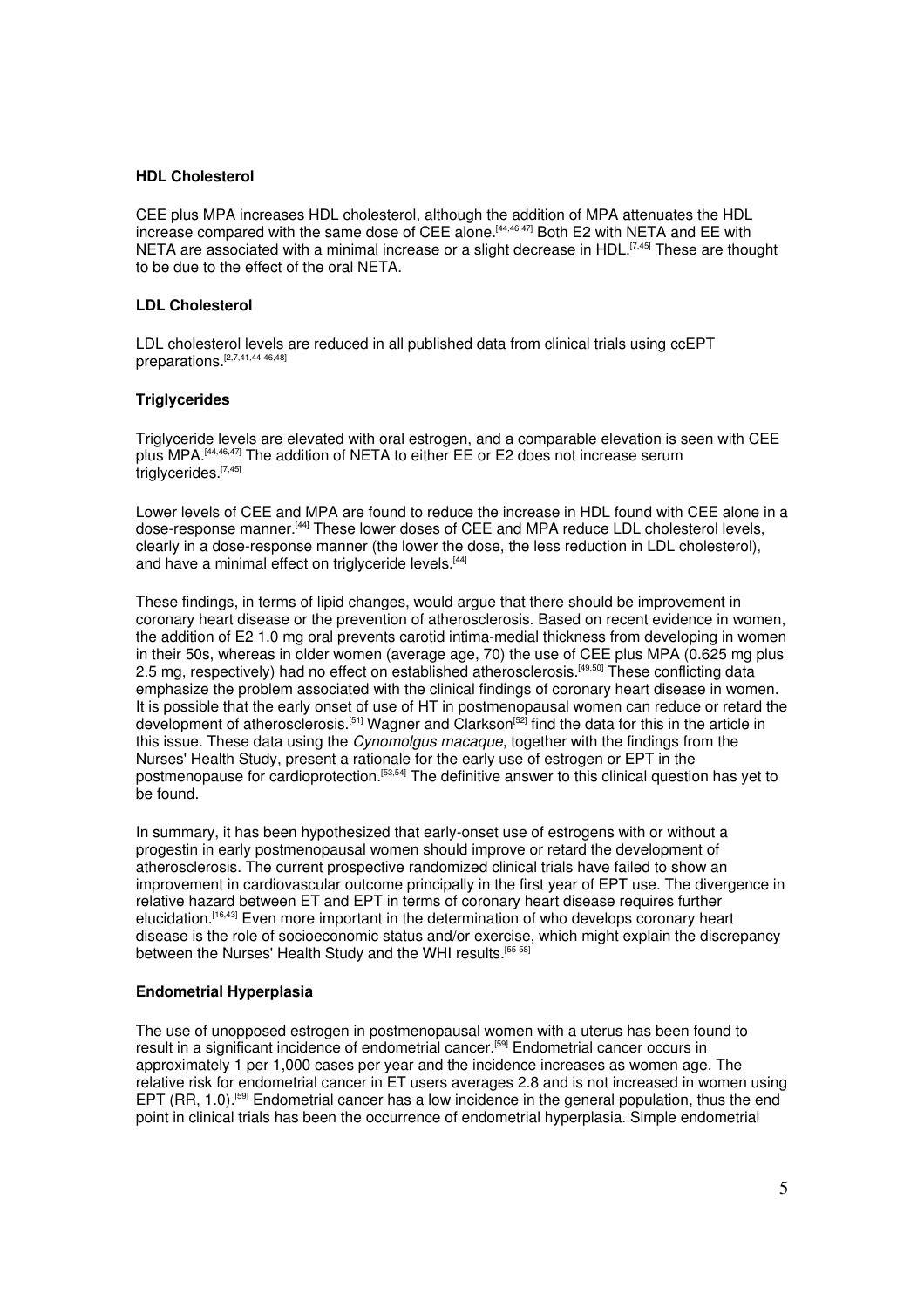**HDL Cholesterol**

CEE plus MPA increases HDL cholesterol, although the addition of MPA attenuates the HDL increase compared with the same dose of CEE alone.[44,46,47] Both E2 with NETA and EE with NETA are associated with a minimal increase or a slight decrease in HDL.[7,45] These are thought to be due to the effect of the oral NETA.

**LDL Cholesterol**

LDL cholesterol levels are reduced in all published data from clinical trials using ccEPT preparations.[2,7,41,44-46,48]

**Triglycerides**

Triglyceride levels are elevated with oral estrogen, and a comparable elevation is seen with CEE plus MPA.[44,46,47] The addition of NETA to either EE or E2 does not increase serum triglycerides.[7,45]

Lower levels of CEE and MPA are found to reduce the increase in HDL found with CEE alone in a dose-response manner.[44] These lower doses of CEE and MPA reduce LDL cholesterol levels, clearly in a dose-response manner (the lower the dose, the less reduction in LDL cholesterol), and have a minimal effect on triglyceride levels.[44]

These findings, in terms of lipid changes, would argue that there should be improvement in coronary heart disease or the prevention of atherosclerosis. Based on recent evidence in women, the addition of E2 1.0 mg oral prevents carotid intima-medial thickness from developing in women in their 50s, whereas in older women (average age, 70) the use of CEE plus MPA (0.625 mg plus 2.5 mg, respectively) had no effect on established atherosclerosis.[49,50] These conflicting data emphasize the problem associated with the clinical findings of coronary heart disease in women. It is possible that the early onset of use of HT in postmenopausal women can reduce or retard the development of atherosclerosis.[51] Wagner and Clarkson[52] find the data for this in the article in this issue. These data using the *Cynomolgus macaque*, together with the findings from the Nurses' Health Study, present a rationale for the early use of estrogen or EPT in the postmenopause for cardioprotection.[53,54] The definitive answer to this clinical question has yet to be found.

In summary, it has been hypothesized that early-onset use of estrogens with or without a progestin in early postmenopausal women should improve or retard the development of atherosclerosis. The current prospective randomized clinical trials have failed to show an improvement in cardiovascular outcome principally in the first year of EPT use. The divergence in relative hazard between ET and EPT in terms of coronary heart disease requires further elucidation.[16,43] Even more important in the determination of who develops coronary heart disease is the role of socioeconomic status and/or exercise, which might explain the discrepancy between the Nurses' Health Study and the WHI results.[55-58]

**Endometrial Hyperplasia**

The use of unopposed estrogen in postmenopausal women with a uterus has been found to result in a significant incidence of endometrial cancer.[59] Endometrial cancer occurs in approximately 1 per 1,000 cases per year and the incidence increases as women age. The relative risk for endometrial cancer in ET users averages 2.8 and is not increased in women using EPT (RR, 1.0).[59] Endometrial cancer has a low incidence in the general population, thus the end point in clinical trials has been the occurrence of endometrial hyperplasia. Simple endometrial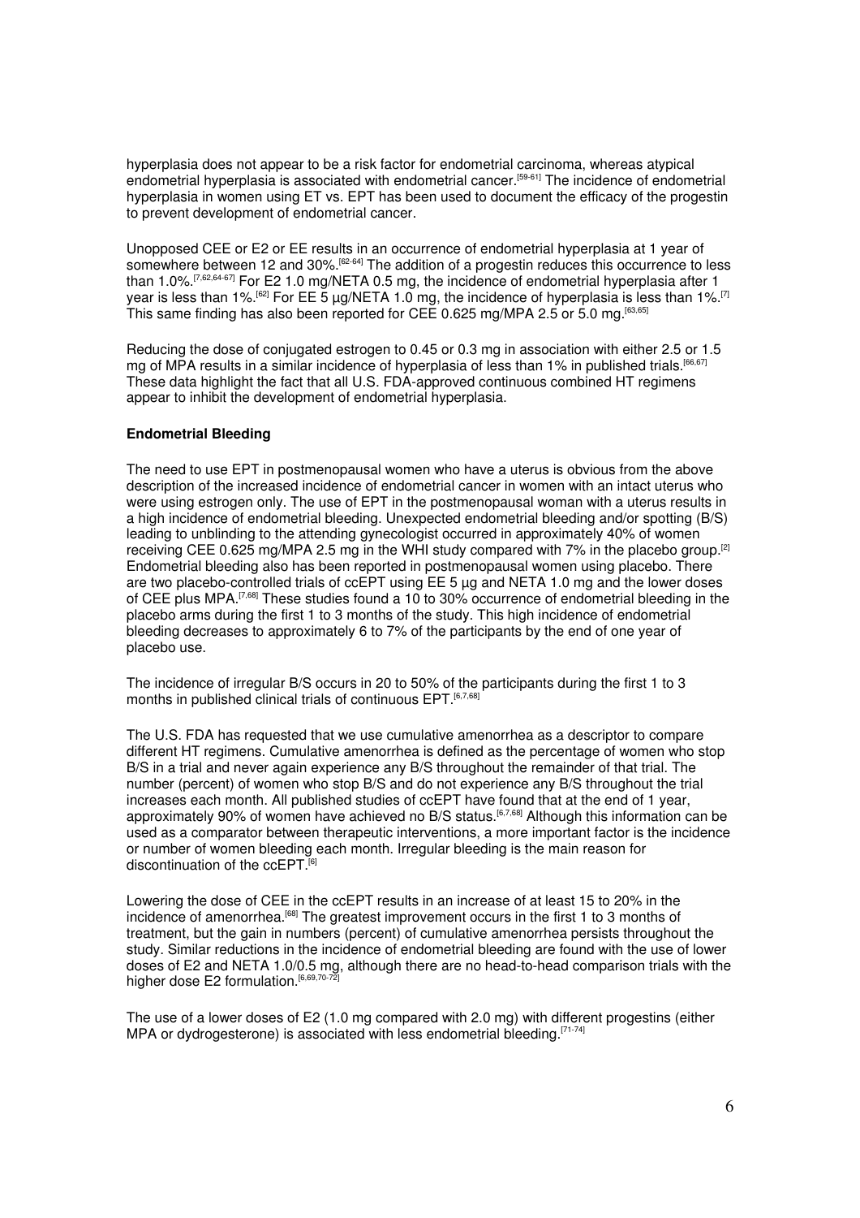hyperplasia does not appear to be a risk factor for endometrial carcinoma, whereas atypical endometrial hyperplasia is associated with endometrial cancer.[59-61] The incidence of endometrial hyperplasia in women using ET vs. EPT has been used to document the efficacy of the progestin to prevent development of endometrial cancer.

Unopposed CEE or E2 or EE results in an occurrence of endometrial hyperplasia at 1 year of somewhere between 12 and 30%.[62-64] The addition of a progestin reduces this occurrence to less than 1.0%.[7,62,64-67] For E2 1.0 mg/NETA 0.5 mg, the incidence of endometrial hyperplasia after 1 year is less than 1%.[62] For EE 5 µg/NETA 1.0 mg, the incidence of hyperplasia is less than 1%.[7] This same finding has also been reported for CEE 0.625 mg/MPA 2.5 or 5.0 mg.[63,65]

Reducing the dose of conjugated estrogen to 0.45 or 0.3 mg in association with either 2.5 or 1.5 mg of MPA results in a similar incidence of hyperplasia of less than 1% in published trials.[66,67] These data highlight the fact that all U.S. FDA-approved continuous combined HT regimens appear to inhibit the development of endometrial hyperplasia.

**Endometrial Bleeding**

The need to use EPT in postmenopausal women who have a uterus is obvious from the above description of the increased incidence of endometrial cancer in women with an intact uterus who were using estrogen only. The use of EPT in the postmenopausal woman with a uterus results in a high incidence of endometrial bleeding. Unexpected endometrial bleeding and/or spotting (B/S) leading to unblinding to the attending gynecologist occurred in approximately 40% of women receiving CEE 0.625 mg/MPA 2.5 mg in the WHI study compared with 7% in the placebo group.[2] Endometrial bleeding also has been reported in postmenopausal women using placebo. There are two placebo-controlled trials of ccEPT using EE 5 µg and NETA 1.0 mg and the lower doses of CEE plus MPA.[7,68] These studies found a 10 to 30% occurrence of endometrial bleeding in the placebo arms during the first 1 to 3 months of the study. This high incidence of endometrial bleeding decreases to approximately 6 to 7% of the participants by the end of one year of placebo use.

The incidence of irregular B/S occurs in 20 to 50% of the participants during the first 1 to 3 months in published clinical trials of continuous EPT.[6,7,68]

The U.S. FDA has requested that we use cumulative amenorrhea as a descriptor to compare different HT regimens. Cumulative amenorrhea is defined as the percentage of women who stop B/S in a trial and never again experience any B/S throughout the remainder of that trial. The number (percent) of women who stop B/S and do not experience any B/S throughout the trial increases each month. All published studies of ccEPT have found that at the end of 1 year, approximately 90% of women have achieved no B/S status.[6,7,68] Although this information can be used as a comparator between therapeutic interventions, a more important factor is the incidence or number of women bleeding each month. Irregular bleeding is the main reason for discontinuation of the ccEPT.[6]

Lowering the dose of CEE in the ccEPT results in an increase of at least 15 to 20% in the incidence of amenorrhea.[68] The greatest improvement occurs in the first 1 to 3 months of treatment, but the gain in numbers (percent) of cumulative amenorrhea persists throughout the study. Similar reductions in the incidence of endometrial bleeding are found with the use of lower doses of E2 and NETA 1.0/0.5 mg, although there are no head-to-head comparison trials with the higher dose E2 formulation.[6,69,70-72]

The use of a lower doses of E2 (1.0 mg compared with 2.0 mg) with different progestins (either MPA or dydrogesterone) is associated with less endometrial bleeding.[71-74]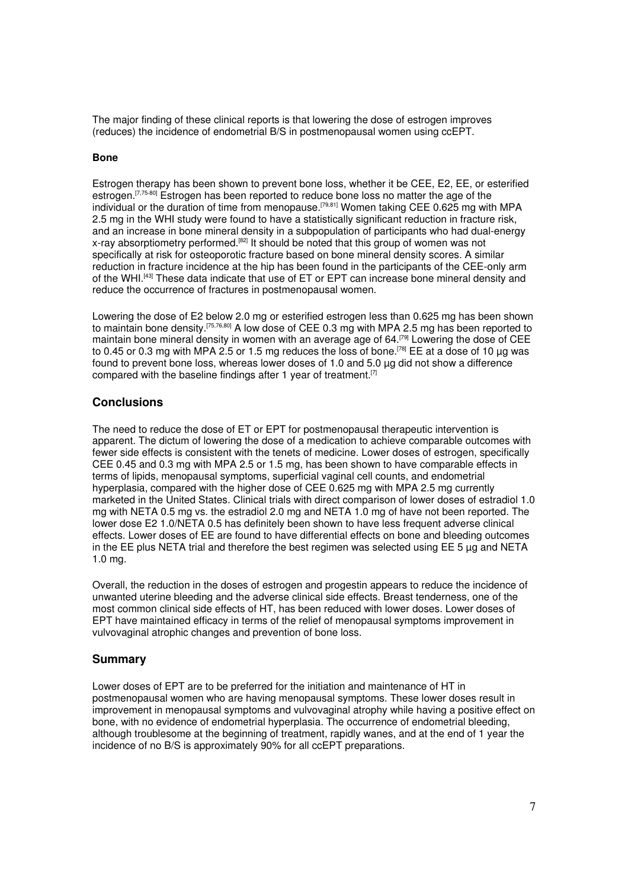The major finding of these clinical reports is that lowering the dose of estrogen improves (reduces) the incidence of endometrial B/S in postmenopausal women using ccEPT.

**Bone**

Estrogen therapy has been shown to prevent bone loss, whether it be CEE, E2, EE, or esterified estrogen.[7,75-80] Estrogen has been reported to reduce bone loss no matter the age of the individual or the duration of time from menopause.[79,81] Women taking CEE 0.625 mg with MPA 2.5 mg in the WHI study were found to have a statistically significant reduction in fracture risk, and an increase in bone mineral density in a subpopulation of participants who had dual-energy x-ray absorptiometry performed.[82] It should be noted that this group of women was not specifically at risk for osteoporotic fracture based on bone mineral density scores. A similar reduction in fracture incidence at the hip has been found in the participants of the CEE-only arm of the WHI.[43] These data indicate that use of ET or EPT can increase bone mineral density and reduce the occurrence of fractures in postmenopausal women.

Lowering the dose of E2 below 2.0 mg or esterified estrogen less than 0.625 mg has been shown to maintain bone density.[75,76,80] A low dose of CEE 0.3 mg with MPA 2.5 mg has been reported to maintain bone mineral density in women with an average age of 64.[79] Lowering the dose of CEE to 0.45 or 0.3 mg with MPA 2.5 or 1.5 mg reduces the loss of bone.[78] EE at a dose of 10 µg was found to prevent bone loss, whereas lower doses of 1.0 and 5.0 µg did not show a difference compared with the baseline findings after 1 year of treatment.[7]

## Conclusions

The need to reduce the dose of ET or EPT for postmenopausal therapeutic intervention is apparent. The dictum of lowering the dose of a medication to achieve comparable outcomes with fewer side effects is consistent with the tenets of medicine. Lower doses of estrogen, specifically CEE 0.45 and 0.3 mg with MPA 2.5 or 1.5 mg, has been shown to have comparable effects in terms of lipids, menopausal symptoms, superficial vaginal cell counts, and endometrial hyperplasia, compared with the higher dose of CEE 0.625 mg with MPA 2.5 mg currently marketed in the United States. Clinical trials with direct comparison of lower doses of estradiol 1.0 mg with NETA 0.5 mg vs. the estradiol 2.0 mg and NETA 1.0 mg of have not been reported. The lower dose E2 1.0/NETA 0.5 has definitely been shown to have less frequent adverse clinical effects. Lower doses of EE are found to have differential effects on bone and bleeding outcomes in the EE plus NETA trial and therefore the best regimen was selected using EE 5 µg and NETA 1.0 mg.

Overall, the reduction in the doses of estrogen and progestin appears to reduce the incidence of unwanted uterine bleeding and the adverse clinical side effects. Breast tenderness, one of the most common clinical side effects of HT, has been reduced with lower doses. Lower doses of EPT have maintained efficacy in terms of the relief of menopausal symptoms improvement in vulvovaginal atrophic changes and prevention of bone loss.

## Summary

Lower doses of EPT are to be preferred for the initiation and maintenance of HT in postmenopausal women who are having menopausal symptoms. These lower doses result in improvement in menopausal symptoms and vulvovaginal atrophy while having a positive effect on bone, with no evidence of endometrial hyperplasia. The occurrence of endometrial bleeding, although troublesome at the beginning of treatment, rapidly wanes, and at the end of 1 year the incidence of no B/S is approximately 90% for all ccEPT preparations.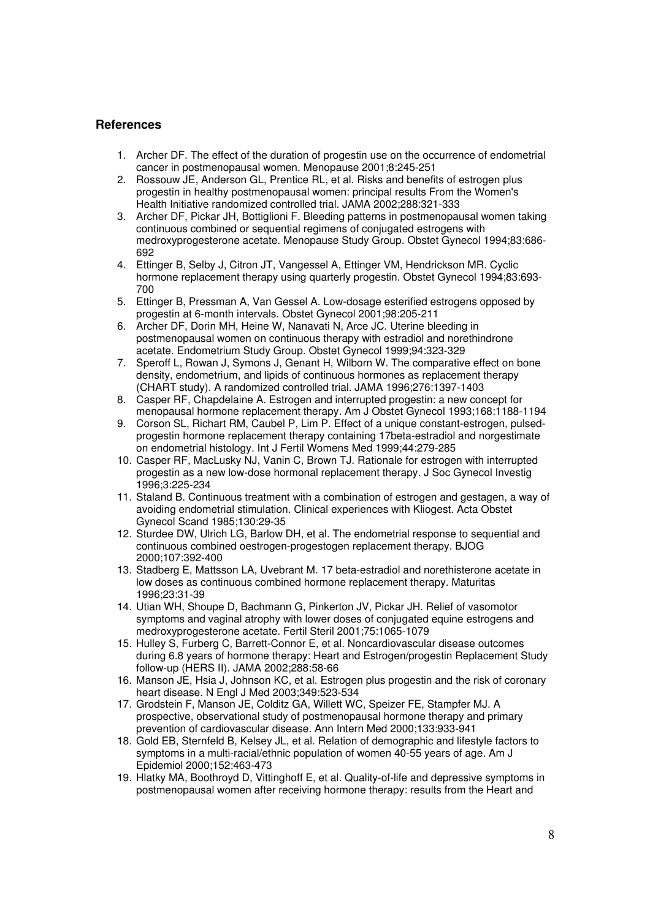## References

1. Archer DF. The effect of the duration of progestin use on the occurrence of endometrial cancer in postmenopausal women. Menopause 2001;8:245-251
2. Rossouw JE, Anderson GL, Prentice RL, et al. Risks and benefits of estrogen plus progestin in healthy postmenopausal women: principal results From the Women's Health Initiative randomized controlled trial. JAMA 2002;288:321-333
3. Archer DF, Pickar JH, Bottiglioni F. Bleeding patterns in postmenopausal women taking continuous combined or sequential regimens of conjugated estrogens with medroxyprogesterone acetate. Menopause Study Group. Obstet Gynecol 1994;83:686-692
4. Ettinger B, Selby J, Citron JT, Vangessel A, Ettinger VM, Hendrickson MR. Cyclic hormone replacement therapy using quarterly progestin. Obstet Gynecol 1994;83:693-700
5. Ettinger B, Pressman A, Van Gessel A. Low-dosage esterified estrogens opposed by progestin at 6-month intervals. Obstet Gynecol 2001;98:205-211
6. Archer DF, Dorin MH, Heine W, Nanavati N, Arce JC. Uterine bleeding in postmenopausal women on continuous therapy with estradiol and norethindrone acetate. Endometrium Study Group. Obstet Gynecol 1999;94:323-329
7. Speroff L, Rowan J, Symons J, Genant H, Wilborn W. The comparative effect on bone density, endometrium, and lipids of continuous hormones as replacement therapy (CHART study). A randomized controlled trial. JAMA 1996;276:1397-1403
8. Casper RF, Chapdelaine A. Estrogen and interrupted progestin: a new concept for menopausal hormone replacement therapy. Am J Obstet Gynecol 1993;168:1188-1194
9. Corson SL, Richart RM, Caubel P, Lim P. Effect of a unique constant-estrogen, pulsed-progestin hormone replacement therapy containing 17beta-estradiol and norgestimate on endometrial histology. Int J Fertil Womens Med 1999;44:279-285
10. Casper RF, MacLusky NJ, Vanin C, Brown TJ. Rationale for estrogen with interrupted progestin as a new low-dose hormonal replacement therapy. J Soc Gynecol Investig 1996;3:225-234
11. Staland B. Continuous treatment with a combination of estrogen and gestagen, a way of avoiding endometrial stimulation. Clinical experiences with Kliogest. Acta Obstet Gynecol Scand 1985;130:29-35
12. Sturdee DW, Ulrich LG, Barlow DH, et al. The endometrial response to sequential and continuous combined oestrogen-progestogen replacement therapy. BJOG 2000;107:392-400
13. Stadberg E, Mattsson LA, Uvebrant M. 17 beta-estradiol and norethisterone acetate in low doses as continuous combined hormone replacement therapy. Maturitas 1996;23:31-39
14. Utian WH, Shoupe D, Bachmann G, Pinkerton JV, Pickar JH. Relief of vasomotor symptoms and vaginal atrophy with lower doses of conjugated equine estrogens and medroxyprogesterone acetate. Fertil Steril 2001;75:1065-1079
15. Hulley S, Furberg C, Barrett-Connor E, et al. Noncardiovascular disease outcomes during 6.8 years of hormone therapy: Heart and Estrogen/progestin Replacement Study follow-up (HERS II). JAMA 2002;288:58-66
16. Manson JE, Hsia J, Johnson KC, et al. Estrogen plus progestin and the risk of coronary heart disease. N Engl J Med 2003;349:523-534
17. Grodstein F, Manson JE, Colditz GA, Willett WC, Speizer FE, Stampfer MJ. A prospective, observational study of postmenopausal hormone therapy and primary prevention of cardiovascular disease. Ann Intern Med 2000;133:933-941
18. Gold EB, Sternfeld B, Kelsey JL, et al. Relation of demographic and lifestyle factors to symptoms in a multi-racial/ethnic population of women 40-55 years of age. Am J Epidemiol 2000;152:463-473
19. Hlatky MA, Boothroyd D, Vittinghoff E, et al. Quality-of-life and depressive symptoms in postmenopausal women after receiving hormone therapy: results from the Heart and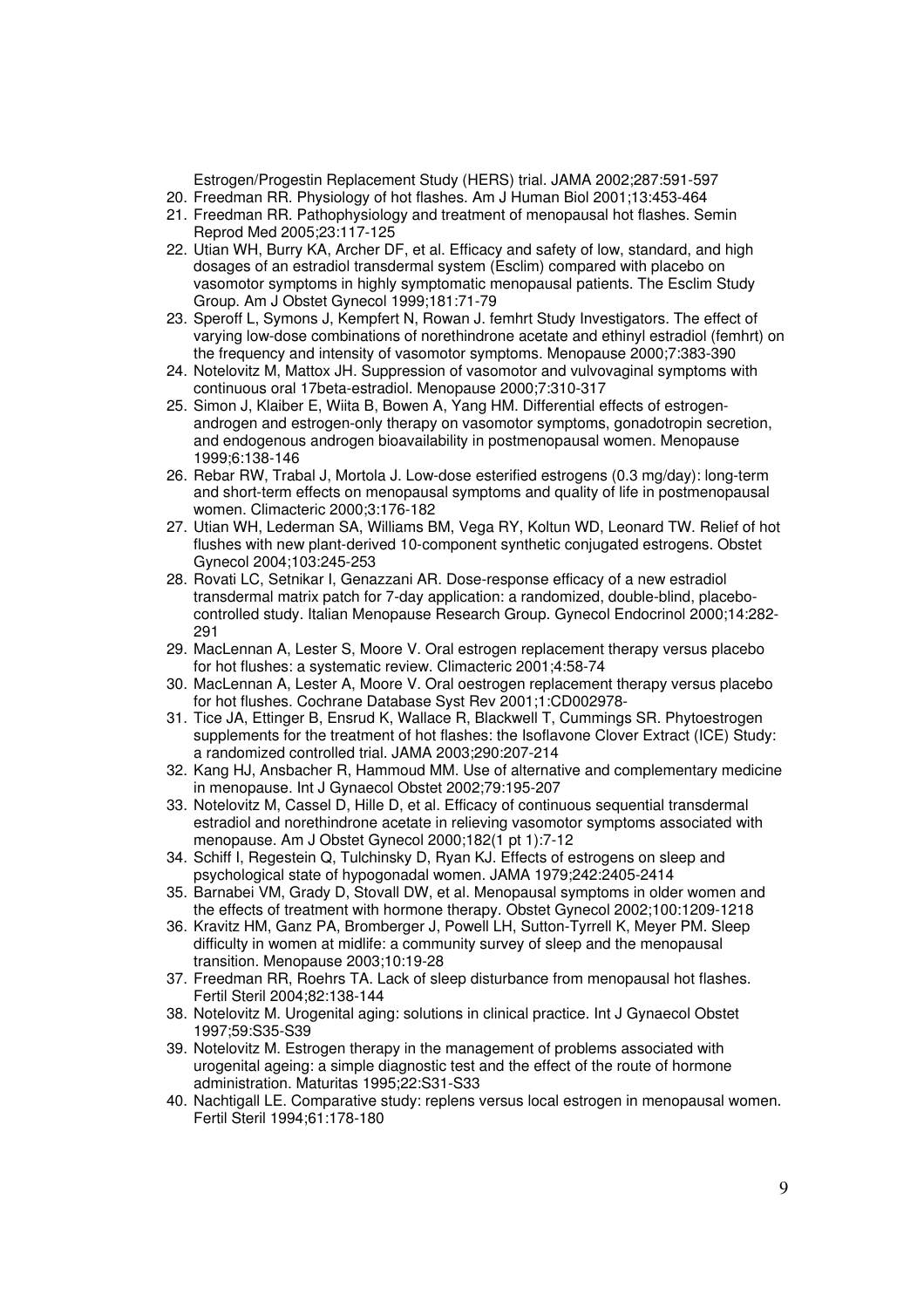Estrogen/Progestin Replacement Study (HERS) trial. JAMA 2002;287:591-597

20. Freedman RR. Physiology of hot flashes. Am J Human Biol 2001;13:453-464
21. Freedman RR. Pathophysiology and treatment of menopausal hot flashes. Semin Reprod Med 2005;23:117-125
22. Utian WH, Burry KA, Archer DF, et al. Efficacy and safety of low, standard, and high dosages of an estradiol transdermal system (Esclim) compared with placebo on vasomotor symptoms in highly symptomatic menopausal patients. The Esclim Study Group. Am J Obstet Gynecol 1999;181:71-79
23. Speroff L, Symons J, Kempfert N, Rowan J. femhrt Study Investigators. The effect of varying low-dose combinations of norethindrone acetate and ethinyl estradiol (femhrt) on the frequency and intensity of vasomotor symptoms. Menopause 2000;7:383-390
24. Notelovitz M, Mattox JH. Suppression of vasomotor and vulvovaginal symptoms with continuous oral 17beta-estradiol. Menopause 2000;7:310-317
25. Simon J, Klaiber E, Wiita B, Bowen A, Yang HM. Differential effects of estrogen-androgen and estrogen-only therapy on vasomotor symptoms, gonadotropin secretion, and endogenous androgen bioavailability in postmenopausal women. Menopause 1999;6:138-146
26. Rebar RW, Trabal J, Mortola J. Low-dose esterified estrogens (0.3 mg/day): long-term and short-term effects on menopausal symptoms and quality of life in postmenopausal women. Climacteric 2000;3:176-182
27. Utian WH, Lederman SA, Williams BM, Vega RY, Koltun WD, Leonard TW. Relief of hot flushes with new plant-derived 10-component synthetic conjugated estrogens. Obstet Gynecol 2004;103:245-253
28. Rovati LC, Setnikar I, Genazzani AR. Dose-response efficacy of a new estradiol transdermal matrix patch for 7-day application: a randomized, double-blind, placebo-controlled study. Italian Menopause Research Group. Gynecol Endocrinol 2000;14:282-291
29. MacLennan A, Lester S, Moore V. Oral estrogen replacement therapy versus placebo for hot flushes: a systematic review. Climacteric 2001;4:58-74
30. MacLennan A, Lester A, Moore V. Oral oestrogen replacement therapy versus placebo for hot flushes. Cochrane Database Syst Rev 2001;1:CD002978-
31. Tice JA, Ettinger B, Ensrud K, Wallace R, Blackwell T, Cummings SR. Phytoestrogen supplements for the treatment of hot flashes: the Isoflavone Clover Extract (ICE) Study: a randomized controlled trial. JAMA 2003;290:207-214
32. Kang HJ, Ansbacher R, Hammoud MM. Use of alternative and complementary medicine in menopause. Int J Gynaecol Obstet 2002;79:195-207
33. Notelovitz M, Cassel D, Hille D, et al. Efficacy of continuous sequential transdermal estradiol and norethindrone acetate in relieving vasomotor symptoms associated with menopause. Am J Obstet Gynecol 2000;182(1 pt 1):7-12
34. Schiff I, Regestein Q, Tulchinsky D, Ryan KJ. Effects of estrogens on sleep and psychological state of hypogonadal women. JAMA 1979;242:2405-2414
35. Barnabei VM, Grady D, Stovall DW, et al. Menopausal symptoms in older women and the effects of treatment with hormone therapy. Obstet Gynecol 2002;100:1209-1218
36. Kravitz HM, Ganz PA, Bromberger J, Powell LH, Sutton-Tyrrell K, Meyer PM. Sleep difficulty in women at midlife: a community survey of sleep and the menopausal transition. Menopause 2003;10:19-28
37. Freedman RR, Roehrs TA. Lack of sleep disturbance from menopausal hot flashes. Fertil Steril 2004;82:138-144
38. Notelovitz M. Urogenital aging: solutions in clinical practice. Int J Gynaecol Obstet 1997;59:S35-S39
39. Notelovitz M. Estrogen therapy in the management of problems associated with urogenital ageing: a simple diagnostic test and the effect of the route of hormone administration. Maturitas 1995;22:S31-S33
40. Nachtigall LE. Comparative study: replens versus local estrogen in menopausal women. Fertil Steril 1994;61:178-180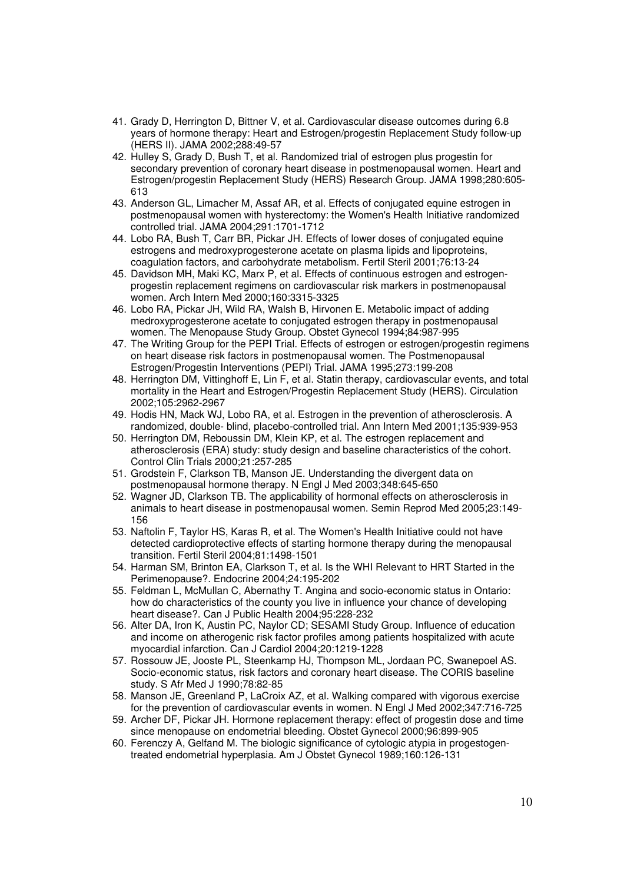41. Grady D, Herrington D, Bittner V, et al. Cardiovascular disease outcomes during 6.8 years of hormone therapy: Heart and Estrogen/progestin Replacement Study follow-up (HERS II). JAMA 2002;288:49-57
42. Hulley S, Grady D, Bush T, et al. Randomized trial of estrogen plus progestin for secondary prevention of coronary heart disease in postmenopausal women. Heart and Estrogen/progestin Replacement Study (HERS) Research Group. JAMA 1998;280:605-613
43. Anderson GL, Limacher M, Assaf AR, et al. Effects of conjugated equine estrogen in postmenopausal women with hysterectomy: the Women's Health Initiative randomized controlled trial. JAMA 2004;291:1701-1712
44. Lobo RA, Bush T, Carr BR, Pickar JH. Effects of lower doses of conjugated equine estrogens and medroxyprogesterone acetate on plasma lipids and lipoproteins, coagulation factors, and carbohydrate metabolism. Fertil Steril 2001;76:13-24
45. Davidson MH, Maki KC, Marx P, et al. Effects of continuous estrogen and estrogen-progestin replacement regimens on cardiovascular risk markers in postmenopausal women. Arch Intern Med 2000;160:3315-3325
46. Lobo RA, Pickar JH, Wild RA, Walsh B, Hirvonen E. Metabolic impact of adding medroxyprogesterone acetate to conjugated estrogen therapy in postmenopausal women. The Menopause Study Group. Obstet Gynecol 1994;84:987-995
47. The Writing Group for the PEPI Trial. Effects of estrogen or estrogen/progestin regimens on heart disease risk factors in postmenopausal women. The Postmenopausal Estrogen/Progestin Interventions (PEPI) Trial. JAMA 1995;273:199-208
48. Herrington DM, Vittinghoff E, Lin F, et al. Statin therapy, cardiovascular events, and total mortality in the Heart and Estrogen/Progestin Replacement Study (HERS). Circulation 2002;105:2962-2967
49. Hodis HN, Mack WJ, Lobo RA, et al. Estrogen in the prevention of atherosclerosis. A randomized, double- blind, placebo-controlled trial. Ann Intern Med 2001;135:939-953
50. Herrington DM, Reboussin DM, Klein KP, et al. The estrogen replacement and atherosclerosis (ERA) study: study design and baseline characteristics of the cohort. Control Clin Trials 2000;21:257-285
51. Grodstein F, Clarkson TB, Manson JE. Understanding the divergent data on postmenopausal hormone therapy. N Engl J Med 2003;348:645-650
52. Wagner JD, Clarkson TB. The applicability of hormonal effects on atherosclerosis in animals to heart disease in postmenopausal women. Semin Reprod Med 2005;23:149-156
53. Naftolin F, Taylor HS, Karas R, et al. The Women's Health Initiative could not have detected cardioprotective effects of starting hormone therapy during the menopausal transition. Fertil Steril 2004;81:1498-1501
54. Harman SM, Brinton EA, Clarkson T, et al. Is the WHI Relevant to HRT Started in the Perimenopause?. Endocrine 2004;24:195-202
55. Feldman L, McMullan C, Abernathy T. Angina and socio-economic status in Ontario: how do characteristics of the county you live in influence your chance of developing heart disease?. Can J Public Health 2004;95:228-232
56. Alter DA, Iron K, Austin PC, Naylor CD; SESAMI Study Group. Influence of education and income on atherogenic risk factor profiles among patients hospitalized with acute myocardial infarction. Can J Cardiol 2004;20:1219-1228
57. Rossouw JE, Jooste PL, Steenkamp HJ, Thompson ML, Jordaan PC, Swanepoel AS. Socio-economic status, risk factors and coronary heart disease. The CORIS baseline study. S Afr Med J 1990;78:82-85
58. Manson JE, Greenland P, LaCroix AZ, et al. Walking compared with vigorous exercise for the prevention of cardiovascular events in women. N Engl J Med 2002;347:716-725
59. Archer DF, Pickar JH. Hormone replacement therapy: effect of progestin dose and time since menopause on endometrial bleeding. Obstet Gynecol 2000;96:899-905
60. Ferenczy A, Gelfand M. The biologic significance of cytologic atypia in progestogen-treated endometrial hyperplasia. Am J Obstet Gynecol 1989;160:126-131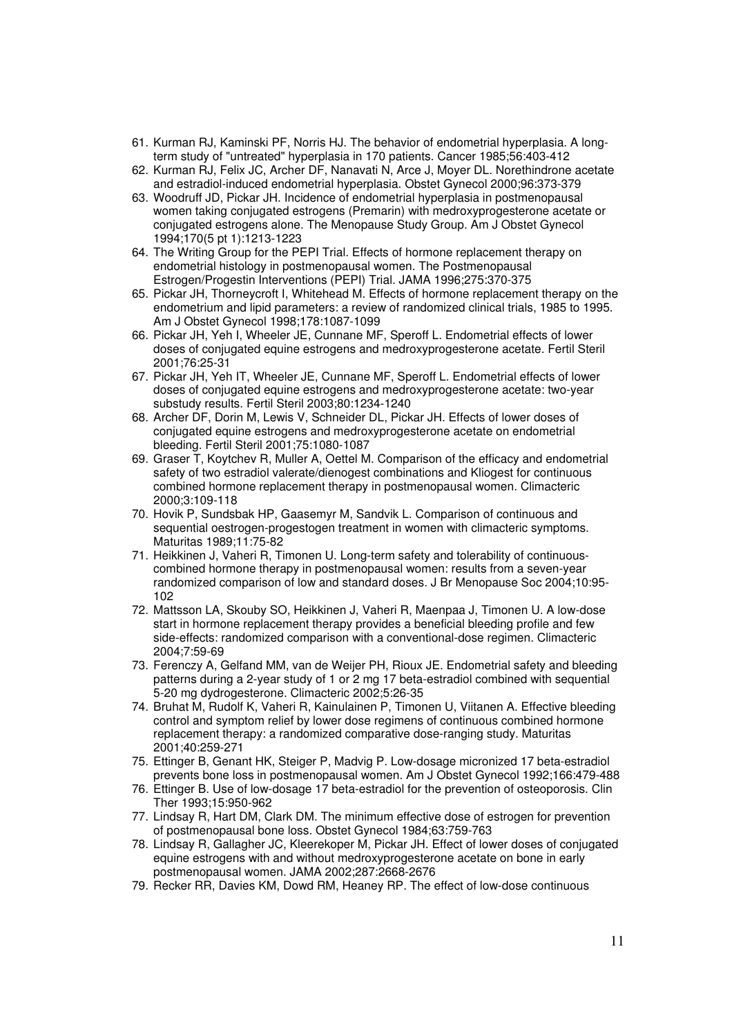61. Kurman RJ, Kaminski PF, Norris HJ. The behavior of endometrial hyperplasia. A long-term study of "untreated" hyperplasia in 170 patients. Cancer 1985;56:403-412
62. Kurman RJ, Felix JC, Archer DF, Nanavati N, Arce J, Moyer DL. Norethindrone acetate and estradiol-induced endometrial hyperplasia. Obstet Gynecol 2000;96:373-379
63. Woodruff JD, Pickar JH. Incidence of endometrial hyperplasia in postmenopausal women taking conjugated estrogens (Premarin) with medroxyprogesterone acetate or conjugated estrogens alone. The Menopause Study Group. Am J Obstet Gynecol 1994;170(5 pt 1):1213-1223
64. The Writing Group for the PEPI Trial. Effects of hormone replacement therapy on endometrial histology in postmenopausal women. The Postmenopausal Estrogen/Progestin Interventions (PEPI) Trial. JAMA 1996;275:370-375
65. Pickar JH, Thorneycroft I, Whitehead M. Effects of hormone replacement therapy on the endometrium and lipid parameters: a review of randomized clinical trials, 1985 to 1995. Am J Obstet Gynecol 1998;178:1087-1099
66. Pickar JH, Yeh I, Wheeler JE, Cunnane MF, Speroff L. Endometrial effects of lower doses of conjugated equine estrogens and medroxyprogesterone acetate. Fertil Steril 2001;76:25-31
67. Pickar JH, Yeh IT, Wheeler JE, Cunnane MF, Speroff L. Endometrial effects of lower doses of conjugated equine estrogens and medroxyprogesterone acetate: two-year substudy results. Fertil Steril 2003;80:1234-1240
68. Archer DF, Dorin M, Lewis V, Schneider DL, Pickar JH. Effects of lower doses of conjugated equine estrogens and medroxyprogesterone acetate on endometrial bleeding. Fertil Steril 2001;75:1080-1087
69. Graser T, Koytchev R, Muller A, Oettel M. Comparison of the efficacy and endometrial safety of two estradiol valerate/dienogest combinations and Kliogest for continuous combined hormone replacement therapy in postmenopausal women. Climacteric 2000;3:109-118
70. Hovik P, Sundsbak HP, Gaasemyr M, Sandvik L. Comparison of continuous and sequential oestrogen-progestogen treatment in women with climacteric symptoms. Maturitas 1989;11:75-82
71. Heikkinen J, Vaheri R, Timonen U. Long-term safety and tolerability of continuous-combined hormone therapy in postmenopausal women: results from a seven-year randomized comparison of low and standard doses. J Br Menopause Soc 2004;10:95-102
72. Mattsson LA, Skouby SO, Heikkinen J, Vaheri R, Maenpaa J, Timonen U. A low-dose start in hormone replacement therapy provides a beneficial bleeding profile and few side-effects: randomized comparison with a conventional-dose regimen. Climacteric 2004;7:59-69
73. Ferenczy A, Gelfand MM, van de Weijer PH, Rioux JE. Endometrial safety and bleeding patterns during a 2-year study of 1 or 2 mg 17 beta-estradiol combined with sequential 5-20 mg dydrogesterone. Climacteric 2002;5:26-35
74. Bruhat M, Rudolf K, Vaheri R, Kainulainen P, Timonen U, Viitanen A. Effective bleeding control and symptom relief by lower dose regimens of continuous combined hormone replacement therapy: a randomized comparative dose-ranging study. Maturitas 2001;40:259-271
75. Ettinger B, Genant HK, Steiger P, Madvig P. Low-dosage micronized 17 beta-estradiol prevents bone loss in postmenopausal women. Am J Obstet Gynecol 1992;166:479-488
76. Ettinger B. Use of low-dosage 17 beta-estradiol for the prevention of osteoporosis. Clin Ther 1993;15:950-962
77. Lindsay R, Hart DM, Clark DM. The minimum effective dose of estrogen for prevention of postmenopausal bone loss. Obstet Gynecol 1984;63:759-763
78. Lindsay R, Gallagher JC, Kleerekoper M, Pickar JH. Effect of lower doses of conjugated equine estrogens with and without medroxyprogesterone acetate on bone in early postmenopausal women. JAMA 2002;287:2668-2676
79. Recker RR, Davies KM, Dowd RM, Heaney RP. The effect of low-dose continuous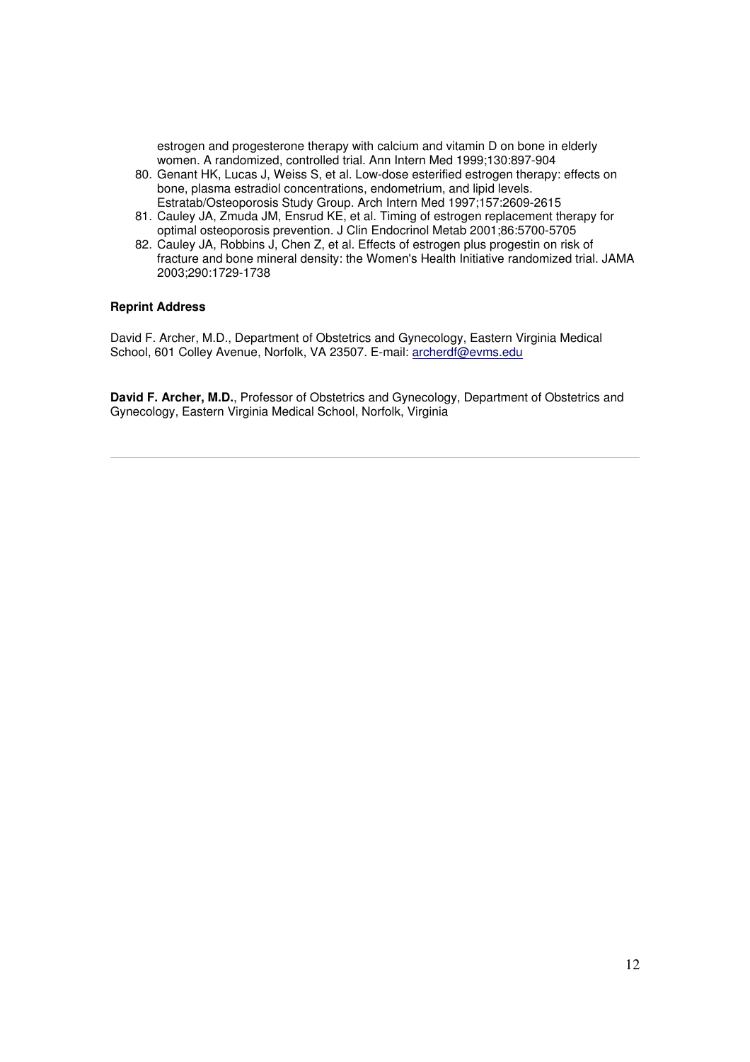estrogen and progesterone therapy with calcium and vitamin D on bone in elderly women. A randomized, controlled trial. Ann Intern Med 1999;130:897-904

80. Genant HK, Lucas J, Weiss S, et al. Low-dose esterified estrogen therapy: effects on bone, plasma estradiol concentrations, endometrium, and lipid levels. Estratab/Osteoporosis Study Group. Arch Intern Med 1997;157:2609-2615
81. Cauley JA, Zmuda JM, Ensrud KE, et al. Timing of estrogen replacement therapy for optimal osteoporosis prevention. J Clin Endocrinol Metab 2001;86:5700-5705
82. Cauley JA, Robbins J, Chen Z, et al. Effects of estrogen plus progestin on risk of fracture and bone mineral density: the Women's Health Initiative randomized trial. JAMA 2003;290:1729-1738

**Reprint Address**

David F. Archer, M.D., Department of Obstetrics and Gynecology, Eastern Virginia Medical School, 601 Colley Avenue, Norfolk, VA 23507. E-mail: archerdf@evms.edu

**David F. Archer, M.D.**, Professor of Obstetrics and Gynecology, Department of Obstetrics and Gynecology, Eastern Virginia Medical School, Norfolk, Virginia